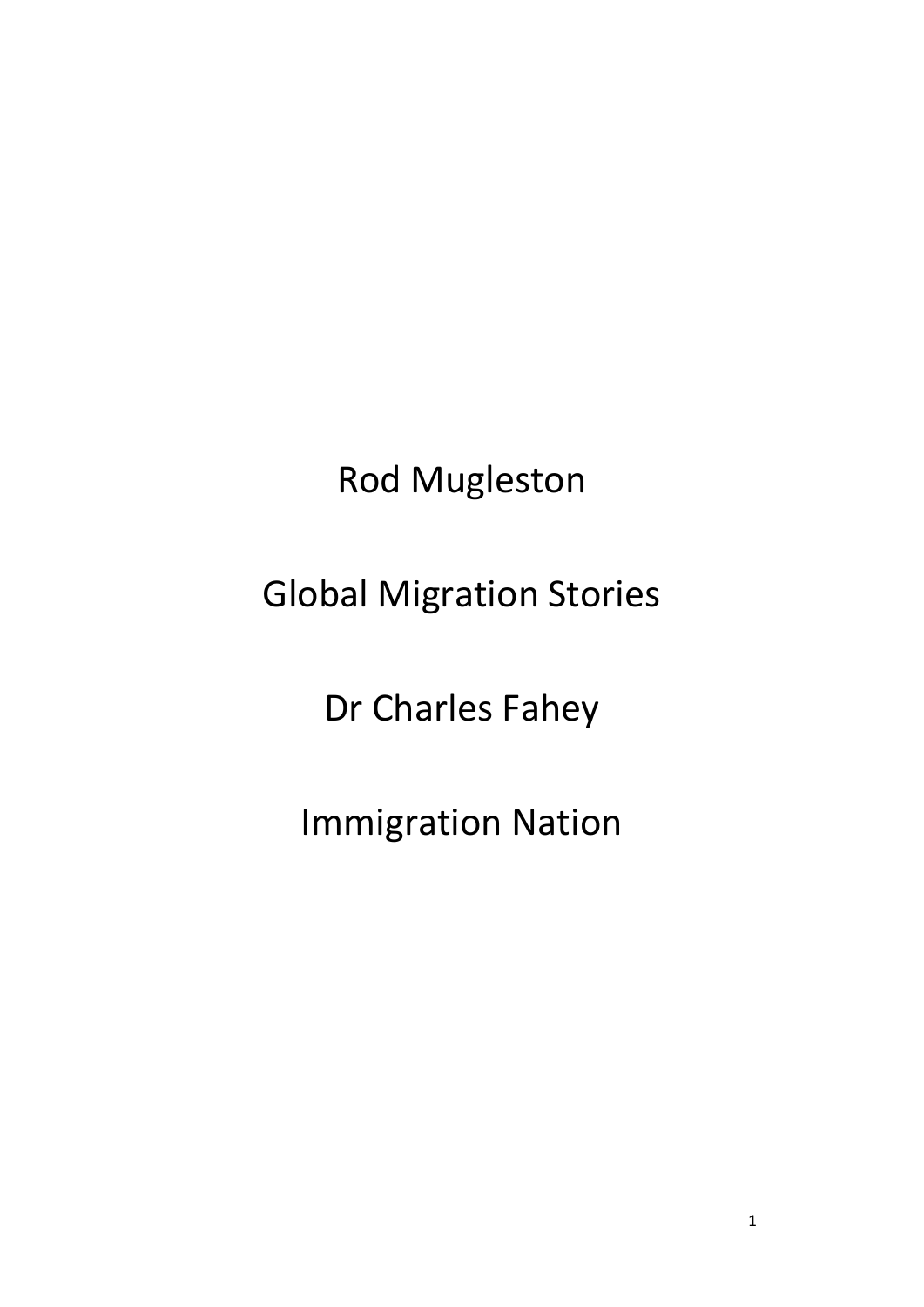Rod Mugleston

Global Migration Stories

Dr Charles Fahey

Immigration Nation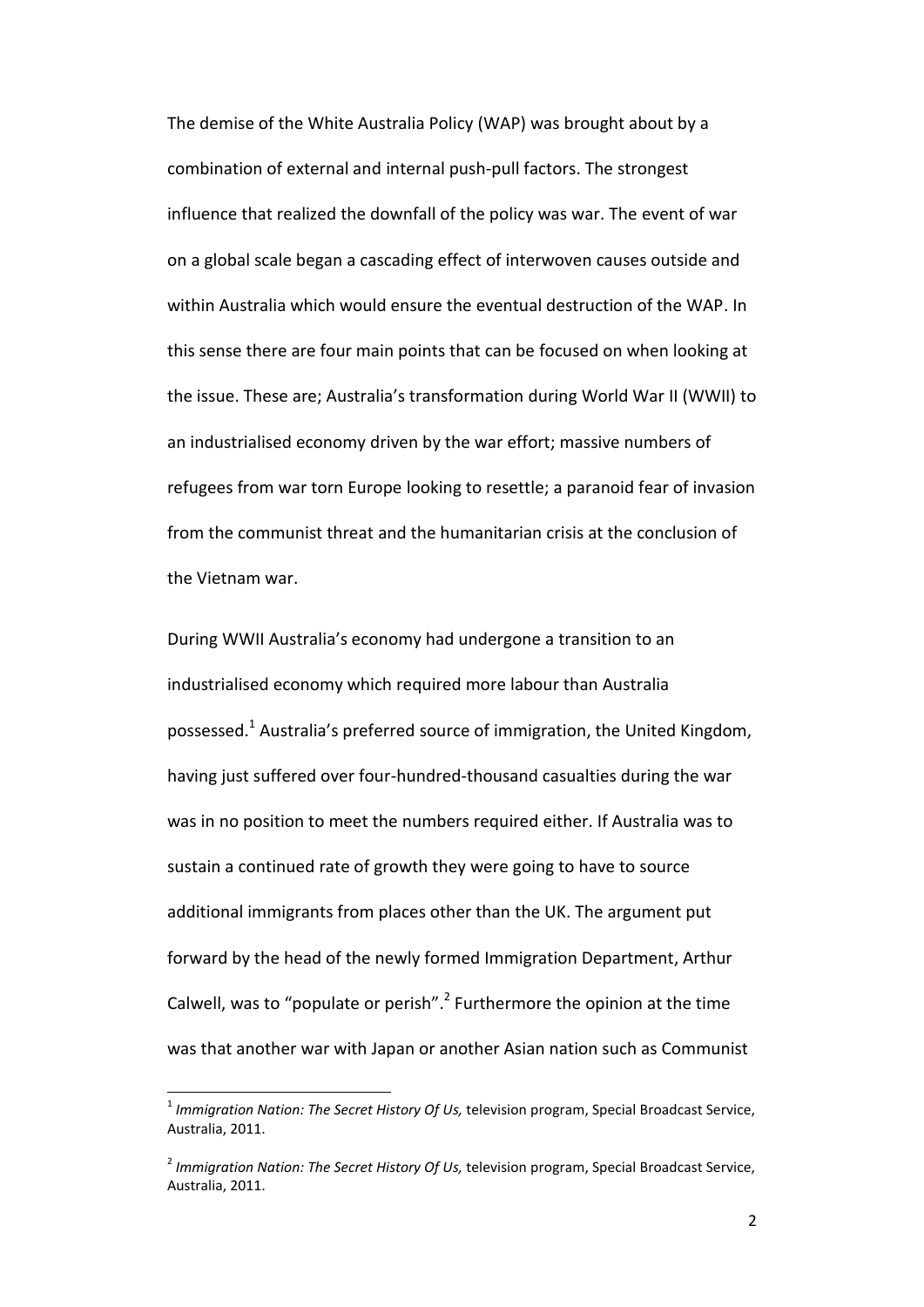The demise of the White Australia Policy (WAP) was brought about by a combination of external and internal push-pull factors. The strongest influence that realized the downfall of the policy was war. The event of war on a global scale began a cascading effect of interwoven causes outside and within Australia which would ensure the eventual destruction of the WAP. In this sense there are four main points that can be focused on when looking at the issue. These are; Australia's transformation during World War II (WWII) to an industrialised economy driven by the war effort; massive numbers of refugees from war torn Europe looking to resettle; a paranoid fear of invasion from the communist threat and the humanitarian crisis at the conclusion of the Vietnam war.

During WWII Australia's economy had undergone a transition to an industrialised economy which required more labour than Australia possessed.[1] Australia's preferred source of immigration, the United Kingdom, having just suffered over four-hundred-thousand casualties during the war was in no position to meet the numbers required either. If Australia was to sustain a continued rate of growth they were going to have to source additional immigrants from places other than the UK. The argument put forward by the head of the newly formed Immigration Department, Arthur Calwell, was to "populate or perish".[2] Furthermore the opinion at the time was that another war with Japan or another Asian nation such as Communist

---

[1] *Immigration Nation: The Secret History Of Us,* television program, Special Broadcast Service, Australia, 2011.

[2] *Immigration Nation: The Secret History Of Us,* television program, Special Broadcast Service, Australia, 2011.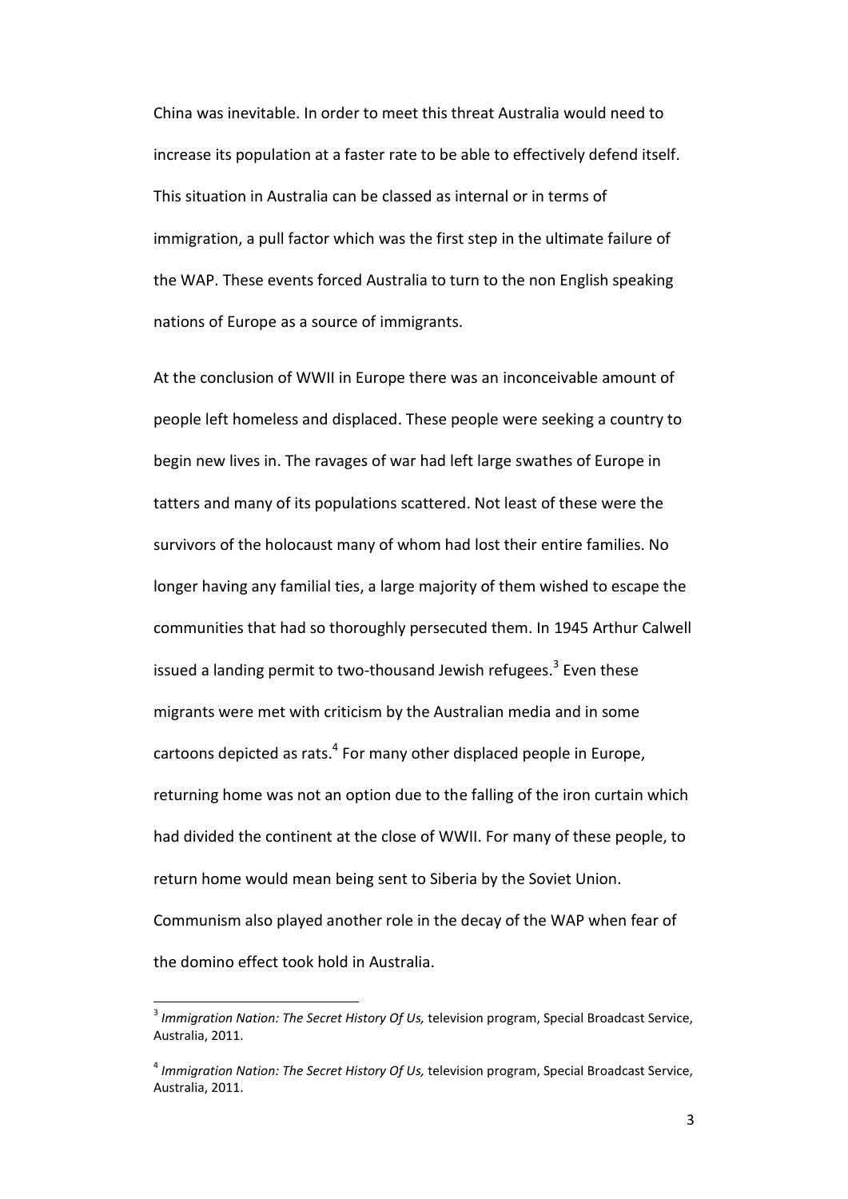China was inevitable. In order to meet this threat Australia would need to increase its population at a faster rate to be able to effectively defend itself. This situation in Australia can be classed as internal or in terms of immigration, a pull factor which was the first step in the ultimate failure of the WAP. These events forced Australia to turn to the non English speaking nations of Europe as a source of immigrants.

At the conclusion of WWII in Europe there was an inconceivable amount of people left homeless and displaced. These people were seeking a country to begin new lives in. The ravages of war had left large swathes of Europe in tatters and many of its populations scattered. Not least of these were the survivors of the holocaust many of whom had lost their entire families. No longer having any familial ties, a large majority of them wished to escape the communities that had so thoroughly persecuted them. In 1945 Arthur Calwell issued a landing permit to two-thousand Jewish refugees.[3] Even these migrants were met with criticism by the Australian media and in some cartoons depicted as rats.[4] For many other displaced people in Europe, returning home was not an option due to the falling of the iron curtain which had divided the continent at the close of WWII. For many of these people, to return home would mean being sent to Siberia by the Soviet Union. Communism also played another role in the decay of the WAP when fear of the domino effect took hold in Australia.

---

[3] *Immigration Nation: The Secret History Of Us,* television program, Special Broadcast Service, Australia, 2011.

[4] *Immigration Nation: The Secret History Of Us,* television program, Special Broadcast Service, Australia, 2011.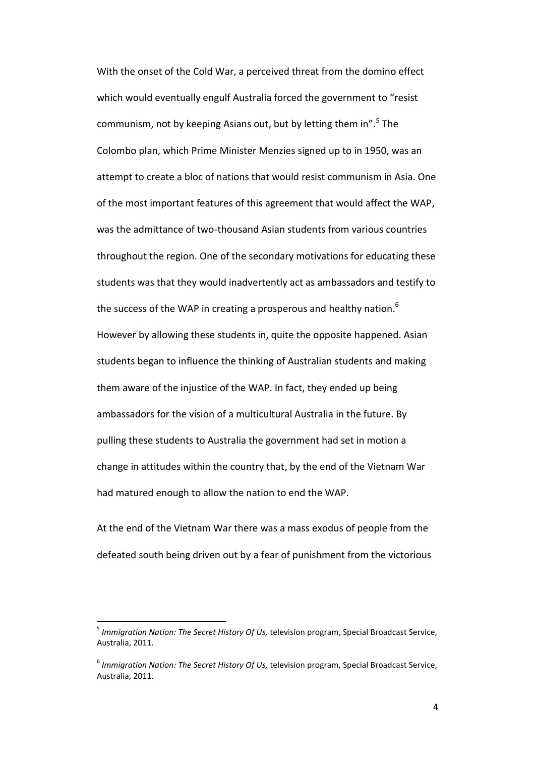With the onset of the Cold War, a perceived threat from the domino effect which would eventually engulf Australia forced the government to "resist communism, not by keeping Asians out, but by letting them in".[5] The Colombo plan, which Prime Minister Menzies signed up to in 1950, was an attempt to create a bloc of nations that would resist communism in Asia. One of the most important features of this agreement that would affect the WAP, was the admittance of two-thousand Asian students from various countries throughout the region. One of the secondary motivations for educating these students was that they would inadvertently act as ambassadors and testify to the success of the WAP in creating a prosperous and healthy nation.[6] However by allowing these students in, quite the opposite happened. Asian students began to influence the thinking of Australian students and making them aware of the injustice of the WAP. In fact, they ended up being ambassadors for the vision of a multicultural Australia in the future. By pulling these students to Australia the government had set in motion a change in attitudes within the country that, by the end of the Vietnam War had matured enough to allow the nation to end the WAP.

At the end of the Vietnam War there was a mass exodus of people from the defeated south being driven out by a fear of punishment from the victorious

---

[5] *Immigration Nation: The Secret History Of Us,* television program, Special Broadcast Service, Australia, 2011.

[6] *Immigration Nation: The Secret History Of Us,* television program, Special Broadcast Service, Australia, 2011.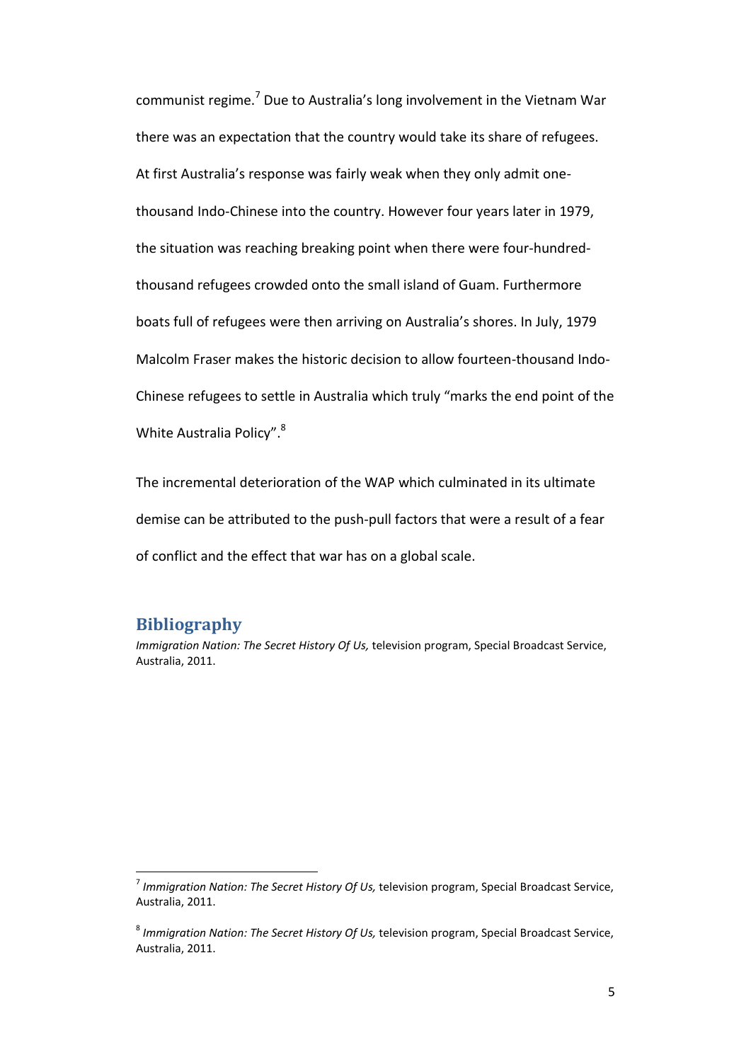communist regime.[7] Due to Australia's long involvement in the Vietnam War there was an expectation that the country would take its share of refugees. At first Australia's response was fairly weak when they only admit one-thousand Indo-Chinese into the country. However four years later in 1979, the situation was reaching breaking point when there were four-hundred-thousand refugees crowded onto the small island of Guam. Furthermore boats full of refugees were then arriving on Australia's shores. In July, 1979 Malcolm Fraser makes the historic decision to allow fourteen-thousand Indo-Chinese refugees to settle in Australia which truly "marks the end point of the White Australia Policy".[8]

The incremental deterioration of the WAP which culminated in its ultimate demise can be attributed to the push-pull factors that were a result of a fear of conflict and the effect that war has on a global scale.

## Bibliography

*Immigration Nation: The Secret History Of Us,* television program, Special Broadcast Service, Australia, 2011.

---

[7] *Immigration Nation: The Secret History Of Us,* television program, Special Broadcast Service, Australia, 2011.

[8] *Immigration Nation: The Secret History Of Us,* television program, Special Broadcast Service, Australia, 2011.